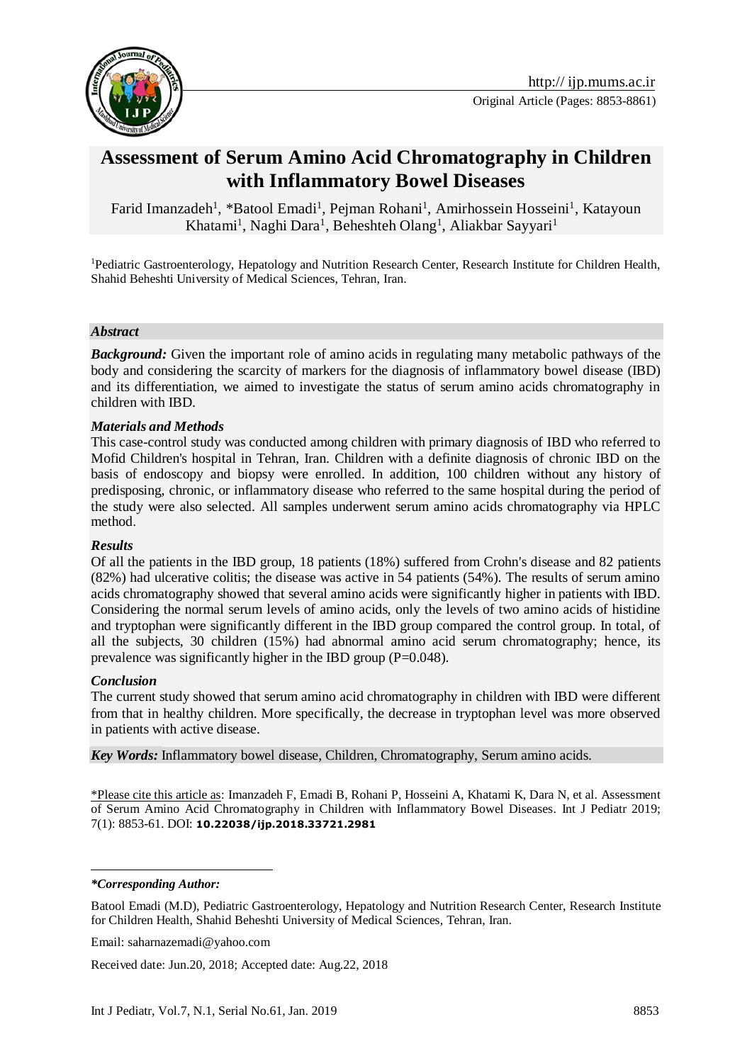Original Article (Pages: 8853-8861)

# Assessment of Serum Amino Acid Chromatography in Children with Inflammatory Bowel Diseases

Farid Imanzadeh[1], *Batool Emadi[1], Pejman Rohani[1], Amirhossein Hosseini[1], Katayoun Khatami[1], Naghi Dara[1], Beheshteh Olang[1], Aliakbar Sayyari[1]

[1]Pediatric Gastroenterology, Hepatology and Nutrition Research Center, Research Institute for Children Health, Shahid Beheshti University of Medical Sciences, Tehran, Iran.

## *Abstract*

***Background:*** Given the important role of amino acids in regulating many metabolic pathways of the body and considering the scarcity of markers for the diagnosis of inflammatory bowel disease (IBD) and its differentiation, we aimed to investigate the status of serum amino acids chromatography in children with IBD.

***Materials and Methods***

This case-control study was conducted among children with primary diagnosis of IBD who referred to Mofid Children's hospital in Tehran, Iran. Children with a definite diagnosis of chronic IBD on the basis of endoscopy and biopsy were enrolled. In addition, 100 children without any history of predisposing, chronic, or inflammatory disease who referred to the same hospital during the period of the study were also selected. All samples underwent serum amino acids chromatography via HPLC method.

***Results***

Of all the patients in the IBD group, 18 patients (18%) suffered from Crohn's disease and 82 patients (82%) had ulcerative colitis; the disease was active in 54 patients (54%). The results of serum amino acids chromatography showed that several amino acids were significantly higher in patients with IBD. Considering the normal serum levels of amino acids, only the levels of two amino acids of histidine and tryptophan were significantly different in the IBD group compared the control group. In total, of all the subjects, 30 children (15%) had abnormal amino acid serum chromatography; hence, its prevalence was significantly higher in the IBD group (P=0.048).

***Conclusion***

The current study showed that serum amino acid chromatography in children with IBD were different from that in healthy children. More specifically, the decrease in tryptophan level was more observed in patients with active disease.

***Key Words:*** Inflammatory bowel disease, Children, Chromatography, Serum amino acids.

\*Please cite this article as: Imanzadeh F, Emadi B, Rohani P, Hosseini A, Khatami K, Dara N, et al. Assessment of Serum Amino Acid Chromatography in Children with Inflammatory Bowel Diseases. Int J Pediatr 2019; 7(1): 8853-61. DOI: **10.22038/ijp.2018.33721.2981**

***\*Corresponding Author:***

Batool Emadi (M.D), Pediatric Gastroenterology, Hepatology and Nutrition Research Center, Research Institute for Children Health, Shahid Beheshti University of Medical Sciences, Tehran, Iran.

Email: saharnazemadi@yahoo.com

Received date: Jun.20, 2018; Accepted date: Aug.22, 2018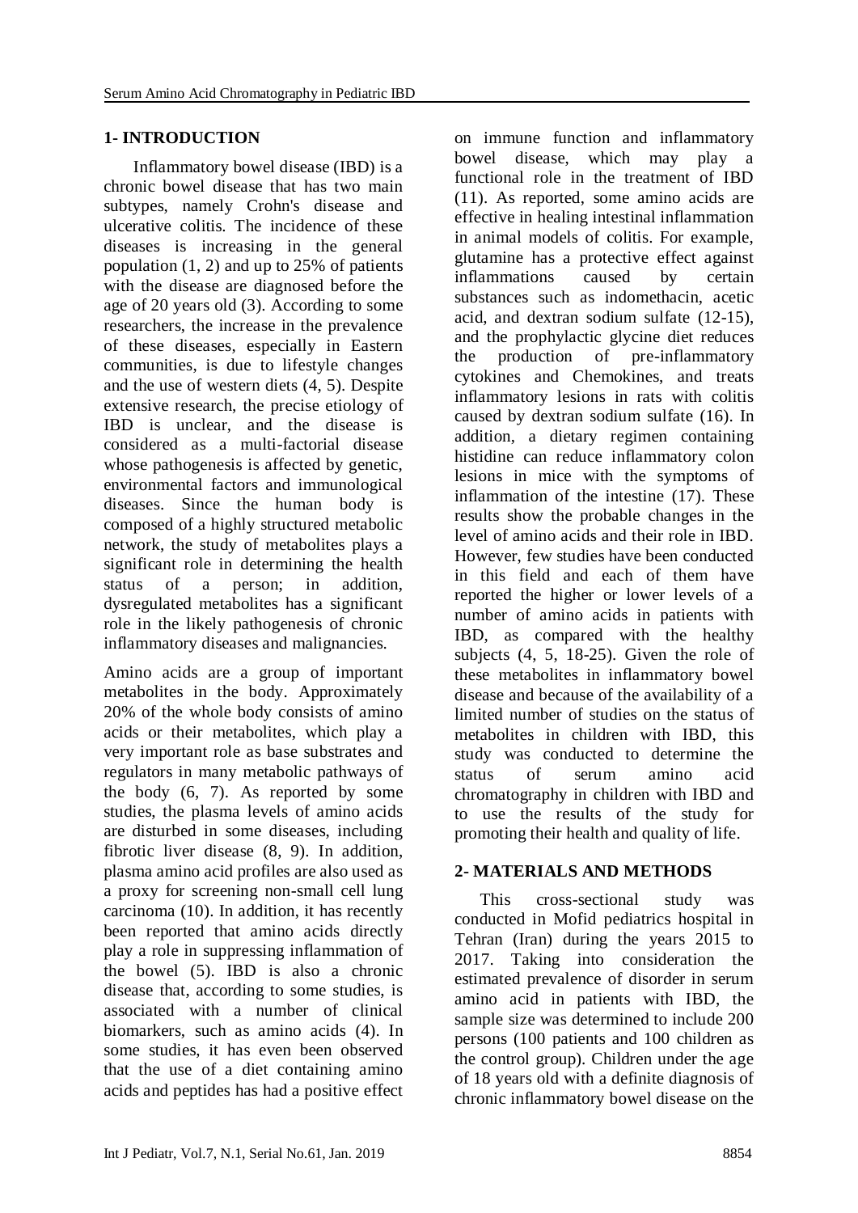## 1- INTRODUCTION

Inflammatory bowel disease (IBD) is a chronic bowel disease that has two main subtypes, namely Crohn's disease and ulcerative colitis. The incidence of these diseases is increasing in the general population (1, 2) and up to 25% of patients with the disease are diagnosed before the age of 20 years old (3). According to some researchers, the increase in the prevalence of these diseases, especially in Eastern communities, is due to lifestyle changes and the use of western diets (4, 5). Despite extensive research, the precise etiology of IBD is unclear, and the disease is considered as a multi-factorial disease whose pathogenesis is affected by genetic, environmental factors and immunological diseases. Since the human body is composed of a highly structured metabolic network, the study of metabolites plays a significant role in determining the health status of a person; in addition, dysregulated metabolites has a significant role in the likely pathogenesis of chronic inflammatory diseases and malignancies.

Amino acids are a group of important metabolites in the body. Approximately 20% of the whole body consists of amino acids or their metabolites, which play a very important role as base substrates and regulators in many metabolic pathways of the body (6, 7). As reported by some studies, the plasma levels of amino acids are disturbed in some diseases, including fibrotic liver disease (8, 9). In addition, plasma amino acid profiles are also used as a proxy for screening non-small cell lung carcinoma (10). In addition, it has recently been reported that amino acids directly play a role in suppressing inflammation of the bowel (5). IBD is also a chronic disease that, according to some studies, is associated with a number of clinical biomarkers, such as amino acids (4). In some studies, it has even been observed that the use of a diet containing amino acids and peptides has had a positive effect on immune function and inflammatory bowel disease, which may play a functional role in the treatment of IBD (11). As reported, some amino acids are effective in healing intestinal inflammation in animal models of colitis. For example, glutamine has a protective effect against inflammations caused by certain substances such as indomethacin, acetic acid, and dextran sodium sulfate (12-15), and the prophylactic glycine diet reduces the production of pre-inflammatory cytokines and Chemokines, and treats inflammatory lesions in rats with colitis caused by dextran sodium sulfate (16). In addition, a dietary regimen containing histidine can reduce inflammatory colon lesions in mice with the symptoms of inflammation of the intestine (17). These results show the probable changes in the level of amino acids and their role in IBD. However, few studies have been conducted in this field and each of them have reported the higher or lower levels of a number of amino acids in patients with IBD, as compared with the healthy subjects (4, 5, 18-25). Given the role of these metabolites in inflammatory bowel disease and because of the availability of a limited number of studies on the status of metabolites in children with IBD, this study was conducted to determine the status of serum amino acid chromatography in children with IBD and to use the results of the study for promoting their health and quality of life.

## 2- MATERIALS AND METHODS

This cross-sectional study was conducted in Mofid pediatrics hospital in Tehran (Iran) during the years 2015 to 2017. Taking into consideration the estimated prevalence of disorder in serum amino acid in patients with IBD, the sample size was determined to include 200 persons (100 patients and 100 children as the control group). Children under the age of 18 years old with a definite diagnosis of chronic inflammatory bowel disease on the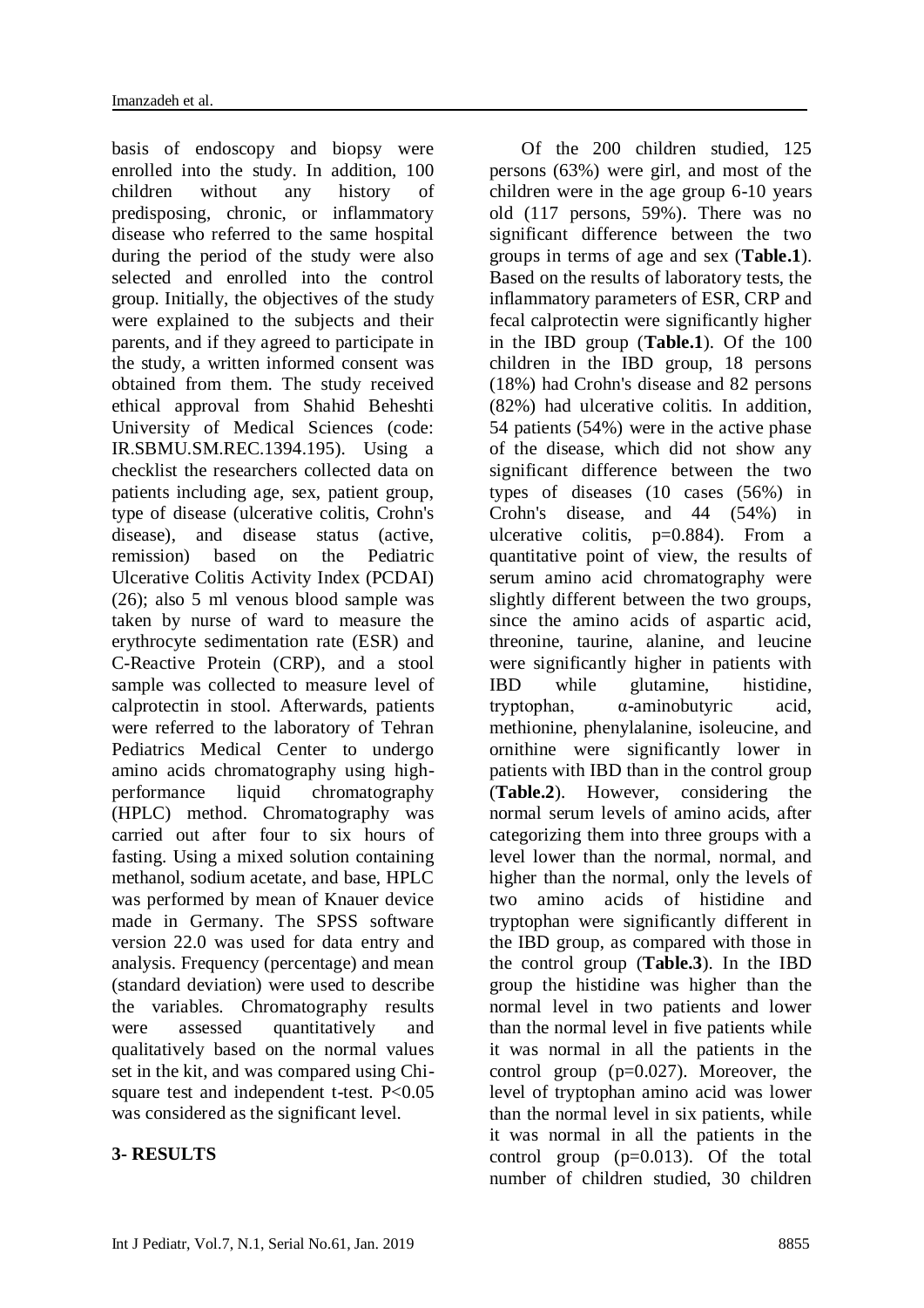basis of endoscopy and biopsy were enrolled into the study. In addition, 100 children without any history of predisposing, chronic, or inflammatory disease who referred to the same hospital during the period of the study were also selected and enrolled into the control group. Initially, the objectives of the study were explained to the subjects and their parents, and if they agreed to participate in the study, a written informed consent was obtained from them. The study received ethical approval from Shahid Beheshti University of Medical Sciences (code: IR.SBMU.SM.REC.1394.195). Using a checklist the researchers collected data on patients including age, sex, patient group, type of disease (ulcerative colitis, Crohn's disease), and disease status (active, remission) based on the Pediatric Ulcerative Colitis Activity Index (PCDAI) (26); also 5 ml venous blood sample was taken by nurse of ward to measure the erythrocyte sedimentation rate (ESR) and C-Reactive Protein (CRP), and a stool sample was collected to measure level of calprotectin in stool. Afterwards, patients were referred to the laboratory of Tehran Pediatrics Medical Center to undergo amino acids chromatography using high-performance liquid chromatography (HPLC) method. Chromatography was carried out after four to six hours of fasting. Using a mixed solution containing methanol, sodium acetate, and base, HPLC was performed by mean of Knauer device made in Germany. The SPSS software version 22.0 was used for data entry and analysis. Frequency (percentage) and mean (standard deviation) were used to describe the variables. Chromatography results were assessed quantitatively and qualitatively based on the normal values set in the kit, and was compared using Chi-square test and independent t-test. $P<0.05$ was considered as the significant level.

## 3- RESULTS

Of the 200 children studied, 125 persons (63%) were girl, and most of the children were in the age group 6-10 years old (117 persons, 59%). There was no significant difference between the two groups in terms of age and sex (**Table.1**). Based on the results of laboratory tests, the inflammatory parameters of ESR, CRP and fecal calprotectin were significantly higher in the IBD group (**Table.1**). Of the 100 children in the IBD group, 18 persons (18%) had Crohn's disease and 82 persons (82%) had ulcerative colitis. In addition, 54 patients (54%) were in the active phase of the disease, which did not show any significant difference between the two types of diseases (10 cases (56%) in Crohn's disease, and 44 (54%) in ulcerative colitis, $p=0.884$). From a quantitative point of view, the results of serum amino acid chromatography were slightly different between the two groups, since the amino acids of aspartic acid, threonine, taurine, alanine, and leucine were significantly higher in patients with IBD while glutamine, histidine, tryptophan, α-aminobutyric acid, methionine, phenylalanine, isoleucine, and ornithine were significantly lower in patients with IBD than in the control group (**Table.2**). However, considering the normal serum levels of amino acids, after categorizing them into three groups with a level lower than the normal, normal, and higher than the normal, only the levels of two amino acids of histidine and tryptophan were significantly different in the IBD group, as compared with those in the control group (**Table.3**). In the IBD group the histidine was higher than the normal level in two patients and lower than the normal level in five patients while it was normal in all the patients in the control group ($p=0.027$). Moreover, the level of tryptophan amino acid was lower than the normal level in six patients, while it was normal in all the patients in the control group ($p=0.013$). Of the total number of children studied, 30 children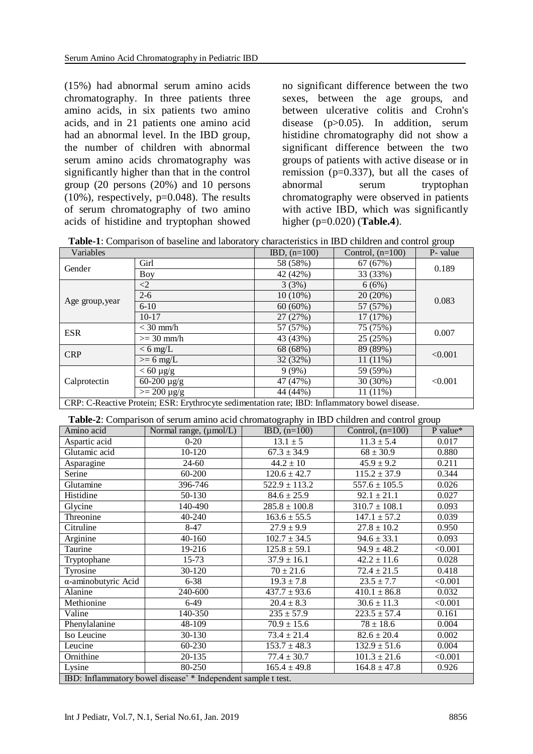(15%) had abnormal serum amino acids chromatography. In three patients three amino acids, in six patients two amino acids, and in 21 patients one amino acid had an abnormal level. In the IBD group, the number of children with abnormal serum amino acids chromatography was significantly higher than that in the control group (20 persons (20%) and 10 persons (10%), respectively, p=0.048). The results of serum chromatography of two amino acids of histidine and tryptophan showed no significant difference between the two sexes, between the age groups, and between ulcerative colitis and Crohn's disease (p>0.05). In addition, serum histidine chromatography did not show a significant difference between the two groups of patients with active disease or in remission (p=0.337), but all the cases of abnormal serum tryptophan chromatography were observed in patients with active IBD, which was significantly higher (p=0.020) (**Table.4**).

**Table-1**: Comparison of baseline and laboratory characteristics in IBD children and control group

| Variables | | IBD, (n=100) | Control, (n=100) | P- value |
|---|---|---|---|---|
| Gender | Girl | 58 (58%) | 67 (67%) | 0.189 |
| | Boy | 42 (42%) | 33 (33%) | |
| Age group, year | <2 | 3 (3%) | 6 (6%) | 0.083 |
| | 2-6 | 10 (10%) | 20 (20%) | |
| | 6-10 | 60 (60%) | 57 (57%) | |
| | 10-17 | 27 (27%) | 17 (17%) | |
| ESR | < 30 mm/h | 57 (57%) | 75 (75%) | 0.007 |
| | >= 30 mm/h | 43 (43%) | 25 (25%) | |
| CRP | < 6 mg/L | 68 (68%) | 89 (89%) | <0.001 |
| | >= 6 mg/L | 32 (32%) | 11 (11%) | |
| Calprotectin | < 60 μg/g | 9 (9%) | 59 (59%) | <0.001 |
| | 60-200 μg/g | 47 (47%) | 30 (30%) | |
| | >= 200 μg/g | 44 (44%) | 11 (11%) | |

CRP: C-Reactive Protein; ESR: Erythrocyte sedimentation rate; IBD: Inflammatory bowel disease.

**Table-2**: Comparison of serum amino acid chromatography in IBD children and control group

| Amino acid | Normal range, (μmol/L) | IBD, (n=100) | Control, (n=100) | P value* |
|---|---|---|---|---|
| Aspartic acid | 0-20 | 13.1 ± 5 | 11.3 ± 5.4 | 0.017 |
| Glutamic acid | 10-120 | 67.3 ± 34.9 | 68 ± 30.9 | 0.880 |
| Asparagine | 24-60 | 44.2 ± 10 | 45.9 ± 9.2 | 0.211 |
| Serine | 60-200 | 120.6 ± 42.7 | 115.2 ± 37.9 | 0.344 |
| Glutamine | 396-746 | 522.9 ± 113.2 | 557.6 ± 105.5 | 0.026 |
| Histidine | 50-130 | 84.6 ± 25.9 | 92.1 ± 21.1 | 0.027 |
| Glycine | 140-490 | 285.8 ± 100.8 | 310.7 ± 108.1 | 0.093 |
| Threonine | 40-240 | 163.6 ± 55.5 | 147.1 ± 57.2 | 0.039 |
| Citruline | 8-47 | 27.9 ± 9.9 | 27.8 ± 10.2 | 0.950 |
| Arginine | 40-160 | 102.7 ± 34.5 | 94.6 ± 33.1 | 0.093 |
| Taurine | 19-216 | 125.8 ± 59.1 | 94.9 ± 48.2 | <0.001 |
| Tryptophane | 15-73 | 37.9 ± 16.1 | 42.2 ± 11.6 | 0.028 |
| Tyrosine | 30-120 | 70 ± 21.6 | 72.4 ± 21.5 | 0.418 |
| α-aminobutyric Acid | 6-38 | 19.3 ± 7.8 | 23.5 ± 7.7 | <0.001 |
| Alanine | 240-600 | 437.7 ± 93.6 | 410.1 ± 86.8 | 0.032 |
| Methionine | 6-49 | 20.4 ± 8.3 | 30.6 ± 11.3 | <0.001 |
| Valine | 140-350 | 235 ± 57.9 | 223.5 ± 57.4 | 0.161 |
| Phenylalanine | 48-109 | 70.9 ± 15.6 | 78 ± 18.6 | 0.004 |
| Iso Leucine | 30-130 | 73.4 ± 21.4 | 82.6 ± 20.4 | 0.002 |
| Leucine | 60-230 | 153.7 ± 48.3 | 132.9 ± 51.6 | 0.004 |
| Ornithine | 20-135 | 77.4 ± 30.7 | 101.3 ± 21.6 | <0.001 |
| Lysine | 80-250 | 165.4 ± 49.8 | 164.8 ± 47.8 | 0.926 |

IBD: Inflammatory bowel disease' * Independent sample t test.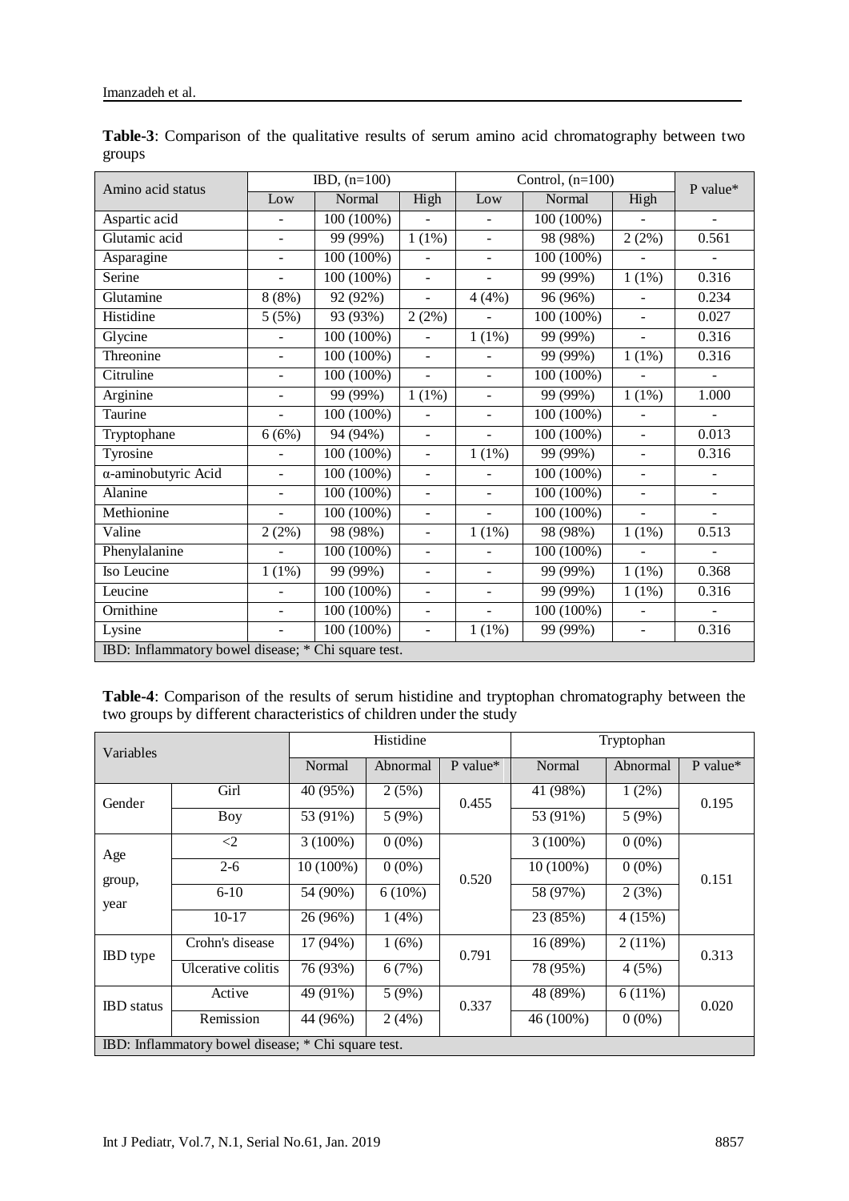**Table-3**: Comparison of the qualitative results of serum amino acid chromatography between two groups

| Amino acid status | IBD, (n=100) | | | Control, (n=100) | | | P value* |
|---|---|---|---|---|---|---|---|
| | Low | Normal | High | Low | Normal | High | |
| Aspartic acid | - | 100 (100%) | - | - | 100 (100%) | - | - |
| Glutamic acid | - | 99 (99%) | 1 (1%) | - | 98 (98%) | 2 (2%) | 0.561 |
| Asparagine | - | 100 (100%) | - | - | 100 (100%) | - | - |
| Serine | - | 100 (100%) | - | - | 99 (99%) | 1 (1%) | 0.316 |
| Glutamine | 8 (8%) | 92 (92%) | - | 4 (4%) | 96 (96%) | - | 0.234 |
| Histidine | 5 (5%) | 93 (93%) | 2 (2%) | - | 100 (100%) | - | 0.027 |
| Glycine | - | 100 (100%) | - | 1 (1%) | 99 (99%) | - | 0.316 |
| Threonine | - | 100 (100%) | - | - | 99 (99%) | 1 (1%) | 0.316 |
| Citruline | - | 100 (100%) | - | - | 100 (100%) | - | - |
| Arginine | - | 99 (99%) | 1 (1%) | - | 99 (99%) | 1 (1%) | 1.000 |
| Taurine | - | 100 (100%) | - | - | 100 (100%) | - | - |
| Tryptophane | 6 (6%) | 94 (94%) | - | - | 100 (100%) | - | 0.013 |
| Tyrosine | - | 100 (100%) | - | 1 (1%) | 99 (99%) | - | 0.316 |
| α-aminobutyric Acid | - | 100 (100%) | - | - | 100 (100%) | - | - |
| Alanine | - | 100 (100%) | - | - | 100 (100%) | - | - |
| Methionine | - | 100 (100%) | - | - | 100 (100%) | - | - |
| Valine | 2 (2%) | 98 (98%) | - | 1 (1%) | 98 (98%) | 1 (1%) | 0.513 |
| Phenylalanine | - | 100 (100%) | - | - | 100 (100%) | - | - |
| Iso Leucine | 1 (1%) | 99 (99%) | - | - | 99 (99%) | 1 (1%) | 0.368 |
| Leucine | - | 100 (100%) | - | - | 99 (99%) | 1 (1%) | 0.316 |
| Ornithine | - | 100 (100%) | - | - | 100 (100%) | - | - |
| Lysine | - | 100 (100%) | - | 1 (1%) | 99 (99%) | - | 0.316 |

IBD: Inflammatory bowel disease; * Chi square test.

**Table-4**: Comparison of the results of serum histidine and tryptophan chromatography between the two groups by different characteristics of children under the study

| Variables | | Histidine | | | Tryptophan | | |
|---|---|---|---|---|---|---|---|
| | | Normal | Abnormal | P value* | Normal | Abnormal | P value* |
| Gender | Girl | 40 (95%) | 2 (5%) | 0.455 | 41 (98%) | 1 (2%) | 0.195 |
| | Boy | 53 (91%) | 5 (9%) | | 53 (91%) | 5 (9%) | |
| Age group, year | <2 | 3 (100%) | 0 (0%) | 0.520 | 3 (100%) | 0 (0%) | 0.151 |
| | 2-6 | 10 (100%) | 0 (0%) | | 10 (100%) | 0 (0%) | |
| | 6-10 | 54 (90%) | 6 (10%) | | 58 (97%) | 2 (3%) | |
| | 10-17 | 26 (96%) | 1 (4%) | | 23 (85%) | 4 (15%) | |
| IBD type | Crohn's disease | 17 (94%) | 1 (6%) | 0.791 | 16 (89%) | 2 (11%) | 0.313 |
| | Ulcerative colitis | 76 (93%) | 6 (7%) | | 78 (95%) | 4 (5%) | |
| IBD status | Active | 49 (91%) | 5 (9%) | 0.337 | 48 (89%) | 6 (11%) | 0.020 |
| | Remission | 44 (96%) | 2 (4%) | | 46 (100%) | 0 (0%) | |

IBD: Inflammatory bowel disease; * Chi square test.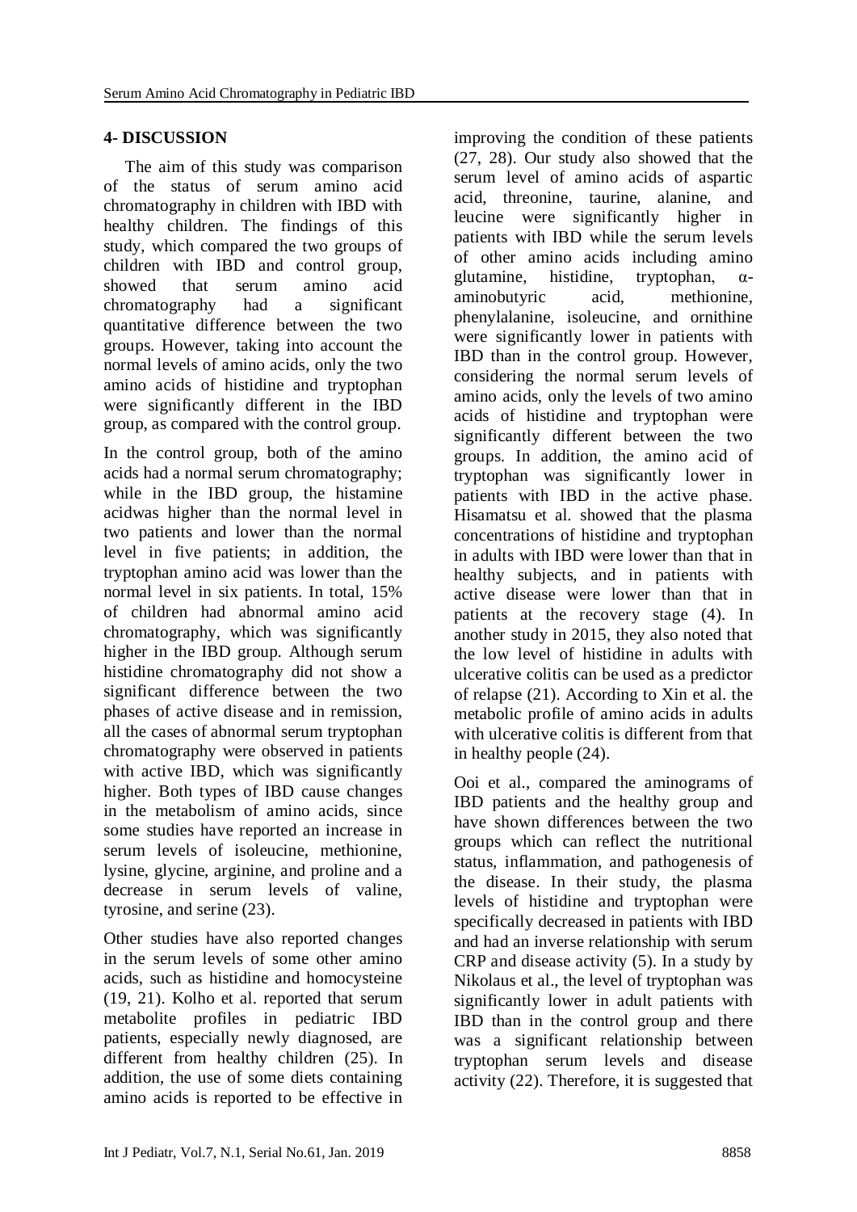## 4- DISCUSSION

The aim of this study was comparison of the status of serum amino acid chromatography in children with IBD with healthy children. The findings of this study, which compared the two groups of children with IBD and control group, showed that serum amino acid chromatography had a significant quantitative difference between the two groups. However, taking into account the normal levels of amino acids, only the two amino acids of histidine and tryptophan were significantly different in the IBD group, as compared with the control group.

In the control group, both of the amino acids had a normal serum chromatography; while in the IBD group, the histamine acidwas higher than the normal level in two patients and lower than the normal level in five patients; in addition, the tryptophan amino acid was lower than the normal level in six patients. In total, 15% of children had abnormal amino acid chromatography, which was significantly higher in the IBD group. Although serum histidine chromatography did not show a significant difference between the two phases of active disease and in remission, all the cases of abnormal serum tryptophan chromatography were observed in patients with active IBD, which was significantly higher. Both types of IBD cause changes in the metabolism of amino acids, since some studies have reported an increase in serum levels of isoleucine, methionine, lysine, glycine, arginine, and proline and a decrease in serum levels of valine, tyrosine, and serine (23).

Other studies have also reported changes in the serum levels of some other amino acids, such as histidine and homocysteine (19, 21). Kolho et al. reported that serum metabolite profiles in pediatric IBD patients, especially newly diagnosed, are different from healthy children (25). In addition, the use of some diets containing amino acids is reported to be effective in improving the condition of these patients (27, 28). Our study also showed that the serum level of amino acids of aspartic acid, threonine, taurine, alanine, and leucine were significantly higher in patients with IBD while the serum levels of other amino acids including amino glutamine, histidine, tryptophan, α-aminobutyric acid, methionine, phenylalanine, isoleucine, and ornithine were significantly lower in patients with IBD than in the control group. However, considering the normal serum levels of amino acids, only the levels of two amino acids of histidine and tryptophan were significantly different between the two groups. In addition, the amino acid of tryptophan was significantly lower in patients with IBD in the active phase. Hisamatsu et al. showed that the plasma concentrations of histidine and tryptophan in adults with IBD were lower than that in healthy subjects, and in patients with active disease were lower than that in patients at the recovery stage (4). In another study in 2015, they also noted that the low level of histidine in adults with ulcerative colitis can be used as a predictor of relapse (21). According to Xin et al. the metabolic profile of amino acids in adults with ulcerative colitis is different from that in healthy people (24).

Ooi et al., compared the aminograms of IBD patients and the healthy group and have shown differences between the two groups which can reflect the nutritional status, inflammation, and pathogenesis of the disease. In their study, the plasma levels of histidine and tryptophan were specifically decreased in patients with IBD and had an inverse relationship with serum CRP and disease activity (5). In a study by Nikolaus et al., the level of tryptophan was significantly lower in adult patients with IBD than in the control group and there was a significant relationship between tryptophan serum levels and disease activity (22). Therefore, it is suggested that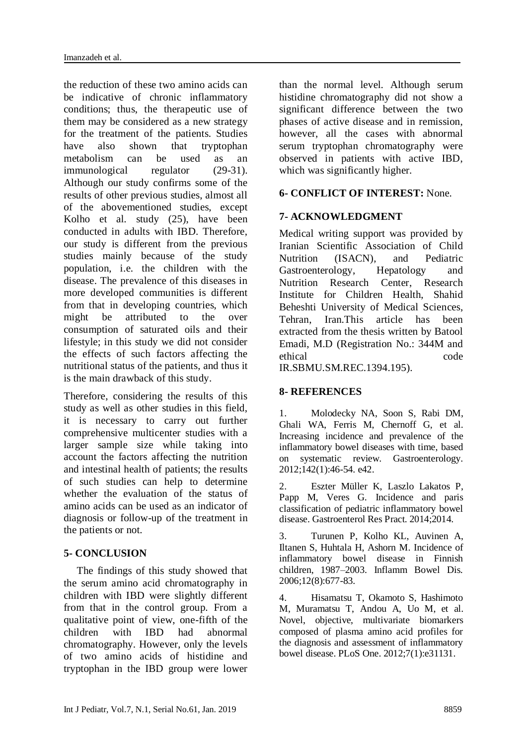the reduction of these two amino acids can be indicative of chronic inflammatory conditions; thus, the therapeutic use of them may be considered as a new strategy for the treatment of the patients. Studies have also shown that tryptophan metabolism can be used as an immunological regulator (29-31). Although our study confirms some of the results of other previous studies, almost all of the abovementioned studies, except Kolho et al. study (25), have been conducted in adults with IBD. Therefore, our study is different from the previous studies mainly because of the study population, i.e. the children with the disease. The prevalence of this diseases in more developed communities is different from that in developing countries, which might be attributed to the over consumption of saturated oils and their lifestyle; in this study we did not consider the effects of such factors affecting the nutritional status of the patients, and thus it is the main drawback of this study.

Therefore, considering the results of this study as well as other studies in this field, it is necessary to carry out further comprehensive multicenter studies with a larger sample size while taking into account the factors affecting the nutrition and intestinal health of patients; the results of such studies can help to determine whether the evaluation of the status of amino acids can be used as an indicator of diagnosis or follow-up of the treatment in the patients or not.

## 5- CONCLUSION

The findings of this study showed that the serum amino acid chromatography in children with IBD were slightly different from that in the control group. From a qualitative point of view, one-fifth of the children with IBD had abnormal chromatography. However, only the levels of two amino acids of histidine and tryptophan in the IBD group were lower than the normal level. Although serum histidine chromatography did not show a significant difference between the two phases of active disease and in remission, however, all the cases with abnormal serum tryptophan chromatography were observed in patients with active IBD, which was significantly higher.

## 6- CONFLICT OF INTEREST: None.

## 7- ACKNOWLEDGMENT

Medical writing support was provided by Iranian Scientific Association of Child Nutrition (ISACN), and Pediatric Gastroenterology, Hepatology and Nutrition Research Center, Research Institute for Children Health, Shahid Beheshti University of Medical Sciences, Tehran, Iran.This article has been extracted from the thesis written by Batool Emadi, M.D (Registration No.: 344M and ethical code IR.SBMU.SM.REC.1394.195).

## 8- REFERENCES

1. Molodecky NA, Soon S, Rabi DM, Ghali WA, Ferris M, Chernoff G, et al. Increasing incidence and prevalence of the inflammatory bowel diseases with time, based on systematic review. Gastroenterology. 2012;142(1):46-54. e42.

2. Eszter Müller K, Laszlo Lakatos P, Papp M, Veres G. Incidence and paris classification of pediatric inflammatory bowel disease. Gastroenterol Res Pract. 2014;2014.

3. Turunen P, Kolho KL, Auvinen A, Iltanen S, Huhtala H, Ashorn M. Incidence of inflammatory bowel disease in Finnish children, 1987–2003. Inflamm Bowel Dis. 2006;12(8):677-83.

4. Hisamatsu T, Okamoto S, Hashimoto M, Muramatsu T, Andou A, Uo M, et al. Novel, objective, multivariate biomarkers composed of plasma amino acid profiles for the diagnosis and assessment of inflammatory bowel disease. PLoS One. 2012;7(1):e31131.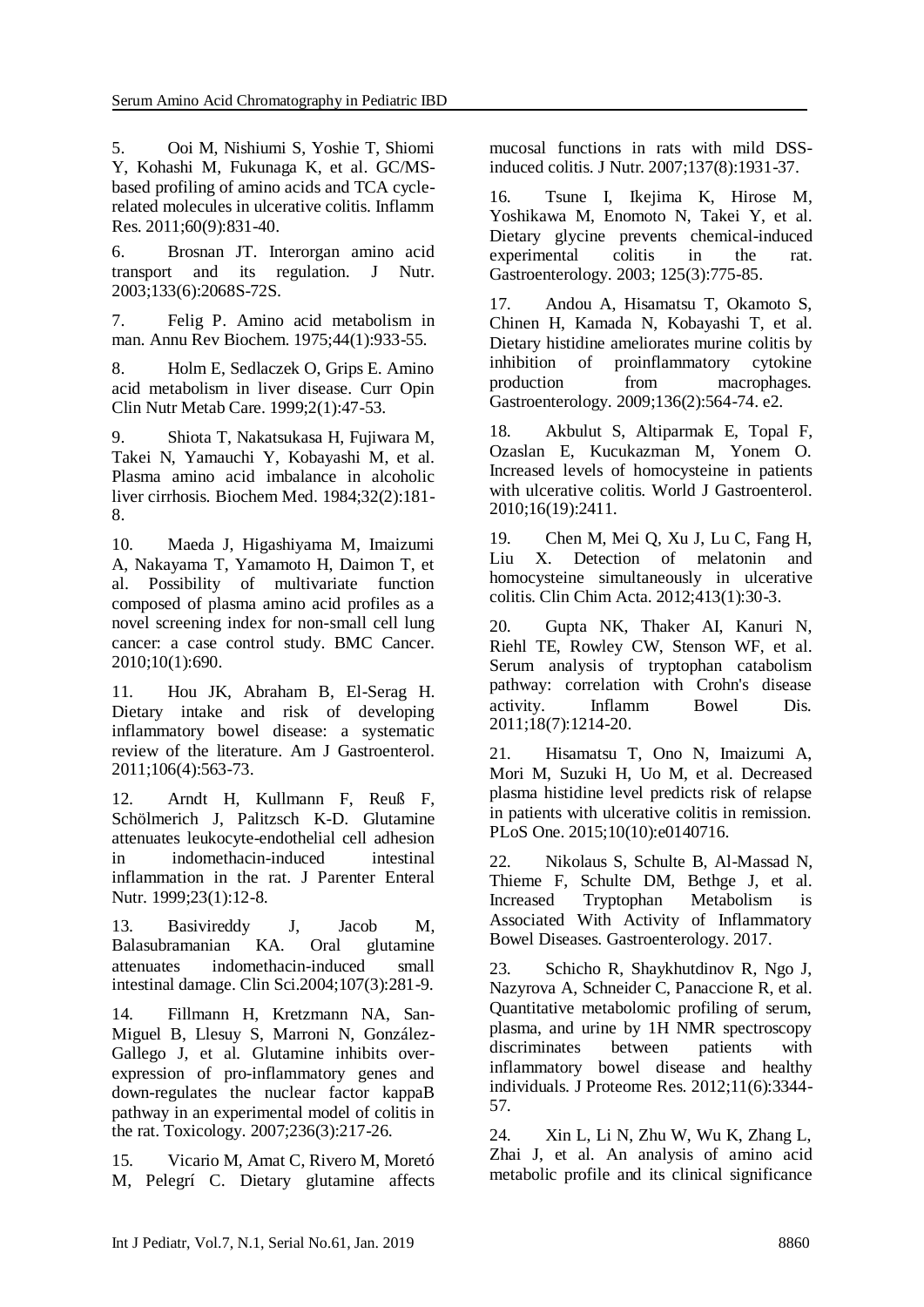5. Ooi M, Nishiumi S, Yoshie T, Shiomi Y, Kohashi M, Fukunaga K, et al. GC/MS-based profiling of amino acids and TCA cycle-related molecules in ulcerative colitis. Inflamm Res. 2011;60(9):831-40.

6. Brosnan JT. Interorgan amino acid transport and its regulation. J Nutr. 2003;133(6):2068S-72S.

7. Felig P. Amino acid metabolism in man. Annu Rev Biochem. 1975;44(1):933-55.

8. Holm E, Sedlaczek O, Grips E. Amino acid metabolism in liver disease. Curr Opin Clin Nutr Metab Care. 1999;2(1):47-53.

9. Shiota T, Nakatsukasa H, Fujiwara M, Takei N, Yamauchi Y, Kobayashi M, et al. Plasma amino acid imbalance in alcoholic liver cirrhosis. Biochem Med. 1984;32(2):181-8.

10. Maeda J, Higashiyama M, Imaizumi A, Nakayama T, Yamamoto H, Daimon T, et al. Possibility of multivariate function composed of plasma amino acid profiles as a novel screening index for non-small cell lung cancer: a case control study. BMC Cancer. 2010;10(1):690.

11. Hou JK, Abraham B, El-Serag H. Dietary intake and risk of developing inflammatory bowel disease: a systematic review of the literature. Am J Gastroenterol. 2011;106(4):563-73.

12. Arndt H, Kullmann F, Reuß F, Schölmerich J, Palitzsch K-D. Glutamine attenuates leukocyte-endothelial cell adhesion in indomethacin-induced intestinal inflammation in the rat. J Parenter Enteral Nutr. 1999;23(1):12-8.

13. Basivireddy J, Jacob M, Balasubramanian KA. Oral glutamine attenuates indomethacin-induced small intestinal damage. Clin Sci.2004;107(3):281-9.

14. Fillmann H, Kretzmann NA, San-Miguel B, Llesuy S, Marroni N, González-Gallego J, et al. Glutamine inhibits over-expression of pro-inflammatory genes and down-regulates the nuclear factor kappaB pathway in an experimental model of colitis in the rat. Toxicology. 2007;236(3):217-26.

15. Vicario M, Amat C, Rivero M, Moretó M, Pelegrí C. Dietary glutamine affects mucosal functions in rats with mild DSS-induced colitis. J Nutr. 2007;137(8):1931-37.

16. Tsune I, Ikejima K, Hirose M, Yoshikawa M, Enomoto N, Takei Y, et al. Dietary glycine prevents chemical-induced experimental colitis in the rat. Gastroenterology. 2003; 125(3):775-85.

17. Andou A, Hisamatsu T, Okamoto S, Chinen H, Kamada N, Kobayashi T, et al. Dietary histidine ameliorates murine colitis by inhibition of proinflammatory cytokine production from macrophages. Gastroenterology. 2009;136(2):564-74. e2.

18. Akbulut S, Altiparmak E, Topal F, Ozaslan E, Kucukazman M, Yonem O. Increased levels of homocysteine in patients with ulcerative colitis. World J Gastroenterol. 2010;16(19):2411.

19. Chen M, Mei Q, Xu J, Lu C, Fang H, Liu X. Detection of melatonin and homocysteine simultaneously in ulcerative colitis. Clin Chim Acta. 2012;413(1):30-3.

20. Gupta NK, Thaker AI, Kanuri N, Riehl TE, Rowley CW, Stenson WF, et al. Serum analysis of tryptophan catabolism pathway: correlation with Crohn's disease activity. Inflamm Bowel Dis. 2011;18(7):1214-20.

21. Hisamatsu T, Ono N, Imaizumi A, Mori M, Suzuki H, Uo M, et al. Decreased plasma histidine level predicts risk of relapse in patients with ulcerative colitis in remission. PLoS One. 2015;10(10):e0140716.

22. Nikolaus S, Schulte B, Al-Massad N, Thieme F, Schulte DM, Bethge J, et al. Increased Tryptophan Metabolism is Associated With Activity of Inflammatory Bowel Diseases. Gastroenterology. 2017.

23. Schicho R, Shaykhutdinov R, Ngo J, Nazyrova A, Schneider C, Panaccione R, et al. Quantitative metabolomic profiling of serum, plasma, and urine by 1H NMR spectroscopy discriminates between patients with inflammatory bowel disease and healthy individuals. J Proteome Res. 2012;11(6):3344-57.

24. Xin L, Li N, Zhu W, Wu K, Zhang L, Zhai J, et al. An analysis of amino acid metabolic profile and its clinical significance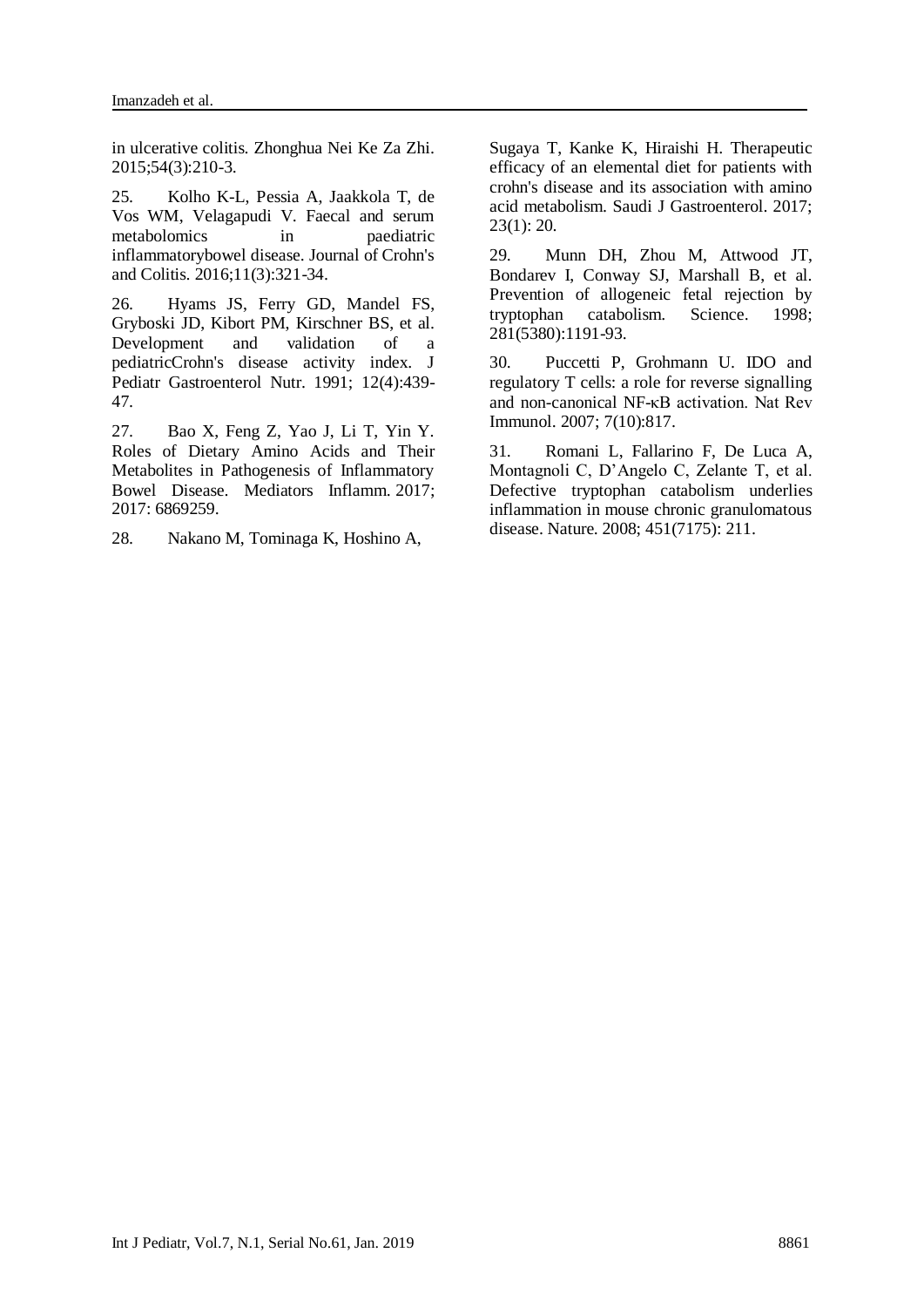in ulcerative colitis. Zhonghua Nei Ke Za Zhi. 2015;54(3):210-3.

25. Kolho K-L, Pessia A, Jaakkola T, de Vos WM, Velagapudi V. Faecal and serum metabolomics in paediatric inflammatorybowel disease. Journal of Crohn's and Colitis. 2016;11(3):321-34.

26. Hyams JS, Ferry GD, Mandel FS, Gryboski JD, Kibort PM, Kirschner BS, et al. Development and validation of a pediatricCrohn's disease activity index. J Pediatr Gastroenterol Nutr. 1991; 12(4):439-47.

27. Bao X, Feng Z, Yao J, Li T, Yin Y. Roles of Dietary Amino Acids and Their Metabolites in Pathogenesis of Inflammatory Bowel Disease. Mediators Inflamm. 2017; 2017: 6869259.

28. Nakano M, Tominaga K, Hoshino A, Sugaya T, Kanke K, Hiraishi H. Therapeutic efficacy of an elemental diet for patients with crohn's disease and its association with amino acid metabolism. Saudi J Gastroenterol. 2017; 23(1): 20.

29. Munn DH, Zhou M, Attwood JT, Bondarev I, Conway SJ, Marshall B, et al. Prevention of allogeneic fetal rejection by tryptophan catabolism. Science. 1998; 281(5380):1191-93.

30. Puccetti P, Grohmann U. IDO and regulatory T cells: a role for reverse signalling and non-canonical NF-κB activation. Nat Rev Immunol. 2007; 7(10):817.

31. Romani L, Fallarino F, De Luca A, Montagnoli C, D'Angelo C, Zelante T, et al. Defective tryptophan catabolism underlies inflammation in mouse chronic granulomatous disease. Nature. 2008; 451(7175): 211.